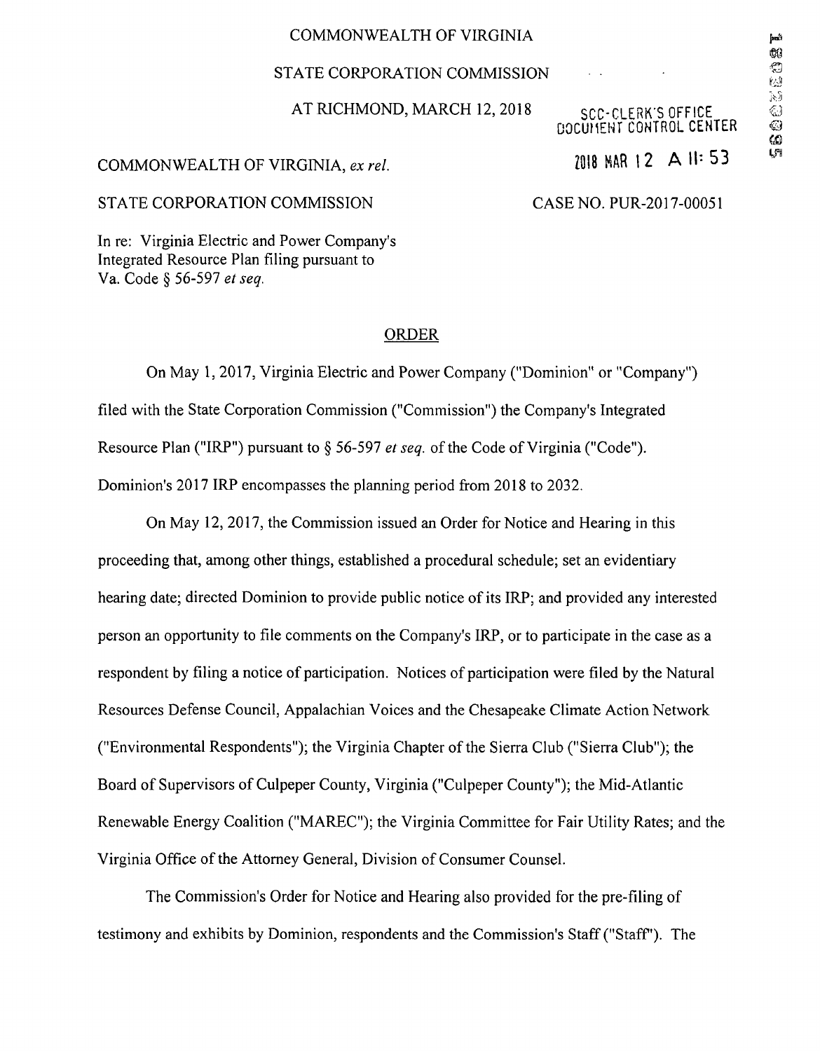COMMONWEALTH OF VIRGINIA

STATE CORPORATION COMMISSION

AT RICHMOND, MARCH 12, 2018

SCC-CLERK'S OFFICE
DOCUMENT CONTROL CENTER

2018 MAR 12 A 11: 53

COMMONWEALTH OF VIRGINIA, *ex rel.*

STATE CORPORATION COMMISSION

CASE NO. PUR-2017-00051

In re: Virginia Electric and Power Company's Integrated Resource Plan filing pursuant to Va. Code § 56-597 *et seq.*

## ORDER

On May 1, 2017, Virginia Electric and Power Company ("Dominion" or "Company") filed with the State Corporation Commission ("Commission") the Company's Integrated Resource Plan ("IRP") pursuant to § 56-597 *et seq.* of the Code of Virginia ("Code"). Dominion's 2017 IRP encompasses the planning period from 2018 to 2032.

On May 12, 2017, the Commission issued an Order for Notice and Hearing in this proceeding that, among other things, established a procedural schedule; set an evidentiary hearing date; directed Dominion to provide public notice of its IRP; and provided any interested person an opportunity to file comments on the Company's IRP, or to participate in the case as a respondent by filing a notice of participation. Notices of participation were filed by the Natural Resources Defense Council, Appalachian Voices and the Chesapeake Climate Action Network ("Environmental Respondents"); the Virginia Chapter of the Sierra Club ("Sierra Club"); the Board of Supervisors of Culpeper County, Virginia ("Culpeper County"); the Mid-Atlantic Renewable Energy Coalition ("MAREC"); the Virginia Committee for Fair Utility Rates; and the Virginia Office of the Attorney General, Division of Consumer Counsel.

The Commission's Order for Notice and Hearing also provided for the pre-filing of testimony and exhibits by Dominion, respondents and the Commission's Staff ("Staff"). The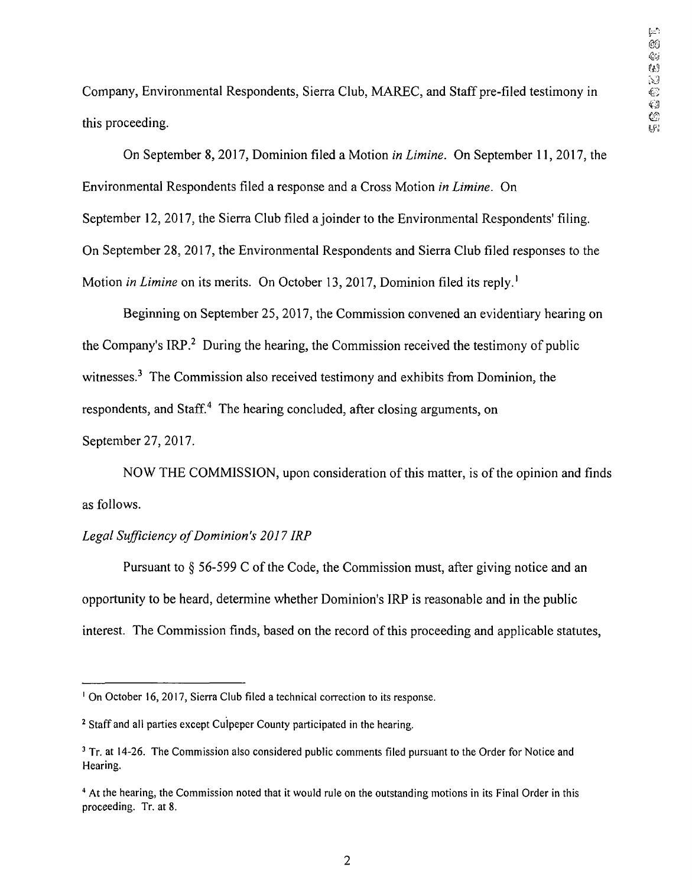Company, Environmental Respondents, Sierra Club, MAREC, and Staff pre-filed testimony in this proceeding.

On September 8, 2017, Dominion filed a Motion *in Limine*. On September 11, 2017, the Environmental Respondents filed a response and a Cross Motion *in Limine*. On September 12, 2017, the Sierra Club filed a joinder to the Environmental Respondents' filing. On September 28, 2017, the Environmental Respondents and Sierra Club filed responses to the Motion *in Limine* on its merits. On October 13, 2017, Dominion filed its reply.[1]

Beginning on September 25, 2017, the Commission convened an evidentiary hearing on the Company's IRP.[2] During the hearing, the Commission received the testimony of public witnesses.[3] The Commission also received testimony and exhibits from Dominion, the respondents, and Staff.[4] The hearing concluded, after closing arguments, on September 27, 2017.

NOW THE COMMISSION, upon consideration of this matter, is of the opinion and finds as follows.

*Legal Sufficiency of Dominion's 2017 IRP*

Pursuant to § 56-599 C of the Code, the Commission must, after giving notice and an opportunity to be heard, determine whether Dominion's IRP is reasonable and in the public interest. The Commission finds, based on the record of this proceeding and applicable statutes,

---

[1] On October 16, 2017, Sierra Club filed a technical correction to its response.

[2] Staff and all parties except Culpeper County participated in the hearing.

[3] Tr. at 14-26. The Commission also considered public comments filed pursuant to the Order for Notice and Hearing.

[4] At the hearing, the Commission noted that it would rule on the outstanding motions in its Final Order in this proceeding. Tr. at 8.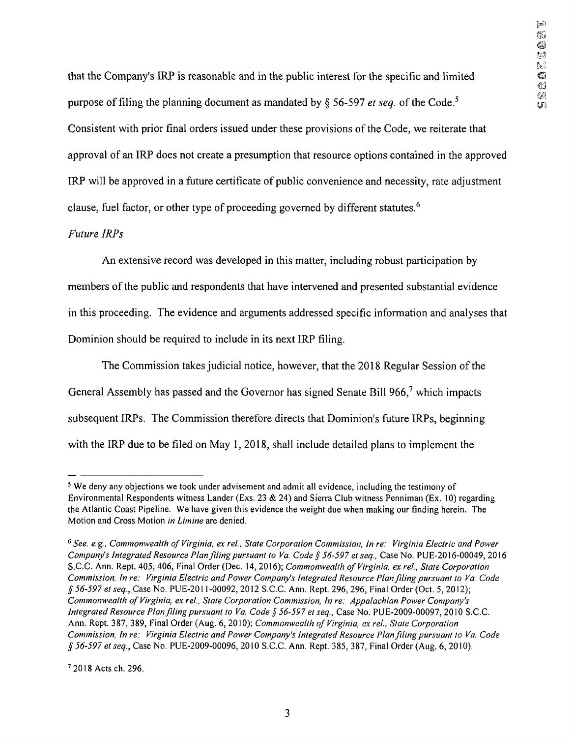that the Company's IRP is reasonable and in the public interest for the specific and limited purpose of filing the planning document as mandated by § 56-597 *et seq.* of the Code.[5] Consistent with prior final orders issued under these provisions of the Code, we reiterate that approval of an IRP does not create a presumption that resource options contained in the approved IRP will be approved in a future certificate of public convenience and necessity, rate adjustment clause, fuel factor, or other type of proceeding governed by different statutes.[6]

*Future IRPs*

An extensive record was developed in this matter, including robust participation by members of the public and respondents that have intervened and presented substantial evidence in this proceeding. The evidence and arguments addressed specific information and analyses that Dominion should be required to include in its next IRP filing.

The Commission takes judicial notice, however, that the 2018 Regular Session of the General Assembly has passed and the Governor has signed Senate Bill 966,[7] which impacts subsequent IRPs. The Commission therefore directs that Dominion's future IRPs, beginning with the IRP due to be filed on May 1, 2018, shall include detailed plans to implement the

---

[5] We deny any objections we took under advisement and admit all evidence, including the testimony of Environmental Respondents witness Lander (Exs. 23 & 24) and Sierra Club witness Penniman (Ex. 10) regarding the Atlantic Coast Pipeline. We have given this evidence the weight due when making our finding herein. The Motion and Cross Motion *in Limine* are denied.

[6] *See, e.g., Commonwealth of Virginia, ex rel., State Corporation Commission, In re: Virginia Electric and Power Company's Integrated Resource Plan filing pursuant to Va. Code § 56-597 et seq.,* Case No. PUE-2016-00049, 2016 S.C.C. Ann. Rept. 405, 406, Final Order (Dec. 14, 2016); *Commonwealth of Virginia, ex rel., State Corporation Commission, In re: Virginia Electric and Power Company's Integrated Resource Plan filing pursuant to Va. Code § 56-597 et seq.,* Case No. PUE-2011-00092, 2012 S.C.C. Ann. Rept. 296, 296, Final Order (Oct. 5, 2012); *Commonwealth of Virginia, ex rel., State Corporation Commission, In re: Appalachian Power Company's Integrated Resource Plan filing pursuant to Va. Code § 56-597 et seq.,* Case No. PUE-2009-00097, 2010 S.C.C. Ann. Rept. 387, 389, Final Order (Aug. 6, 2010); *Commonwealth of Virginia, ex rel., State Corporation Commission, In re: Virginia Electric and Power Company's Integrated Resource Plan filing pursuant to Va. Code § 56-597 et seq.,* Case No. PUE-2009-00096, 2010 S.C.C. Ann. Rept. 385, 387, Final Order (Aug. 6, 2010).

[7] 2018 Acts ch. 296.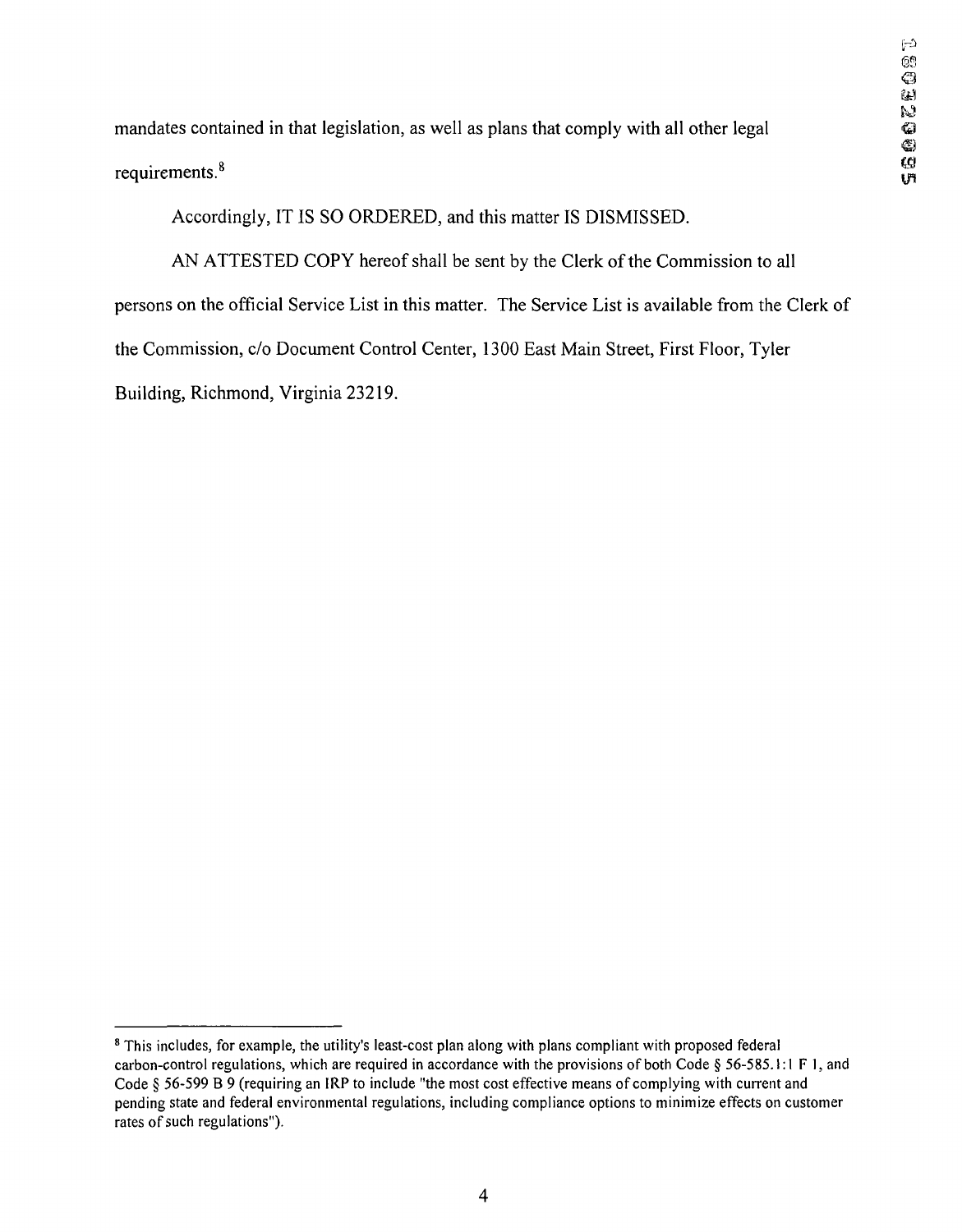mandates contained in that legislation, as well as plans that comply with all other legal requirements.[8]

Accordingly, IT IS SO ORDERED, and this matter IS DISMISSED.

AN ATTESTED COPY hereof shall be sent by the Clerk of the Commission to all persons on the official Service List in this matter. The Service List is available from the Clerk of the Commission, c/o Document Control Center, 1300 East Main Street, First Floor, Tyler Building, Richmond, Virginia 23219.

---

[8] This includes, for example, the utility's least-cost plan along with plans compliant with proposed federal carbon-control regulations, which are required in accordance with the provisions of both Code § 56-585.1:1 F 1, and Code § 56-599 B 9 (requiring an IRP to include "the most cost effective means of complying with current and pending state and federal environmental regulations, including compliance options to minimize effects on customer rates of such regulations").